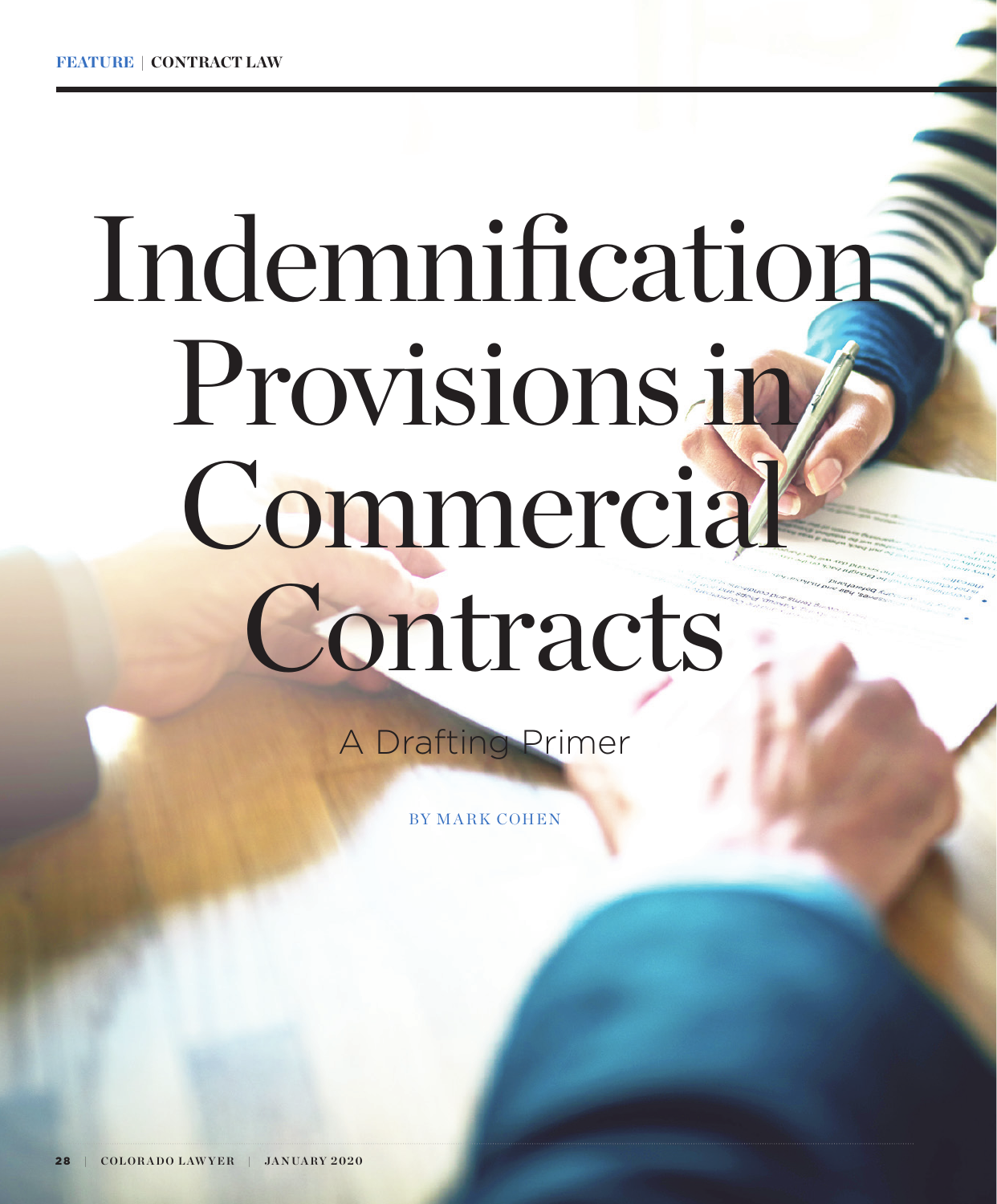FEATURE | CONTRACT LAW

# Indemnification Provisions in Commercial Contracts

## A Drafting Primer

BY MARK COHEN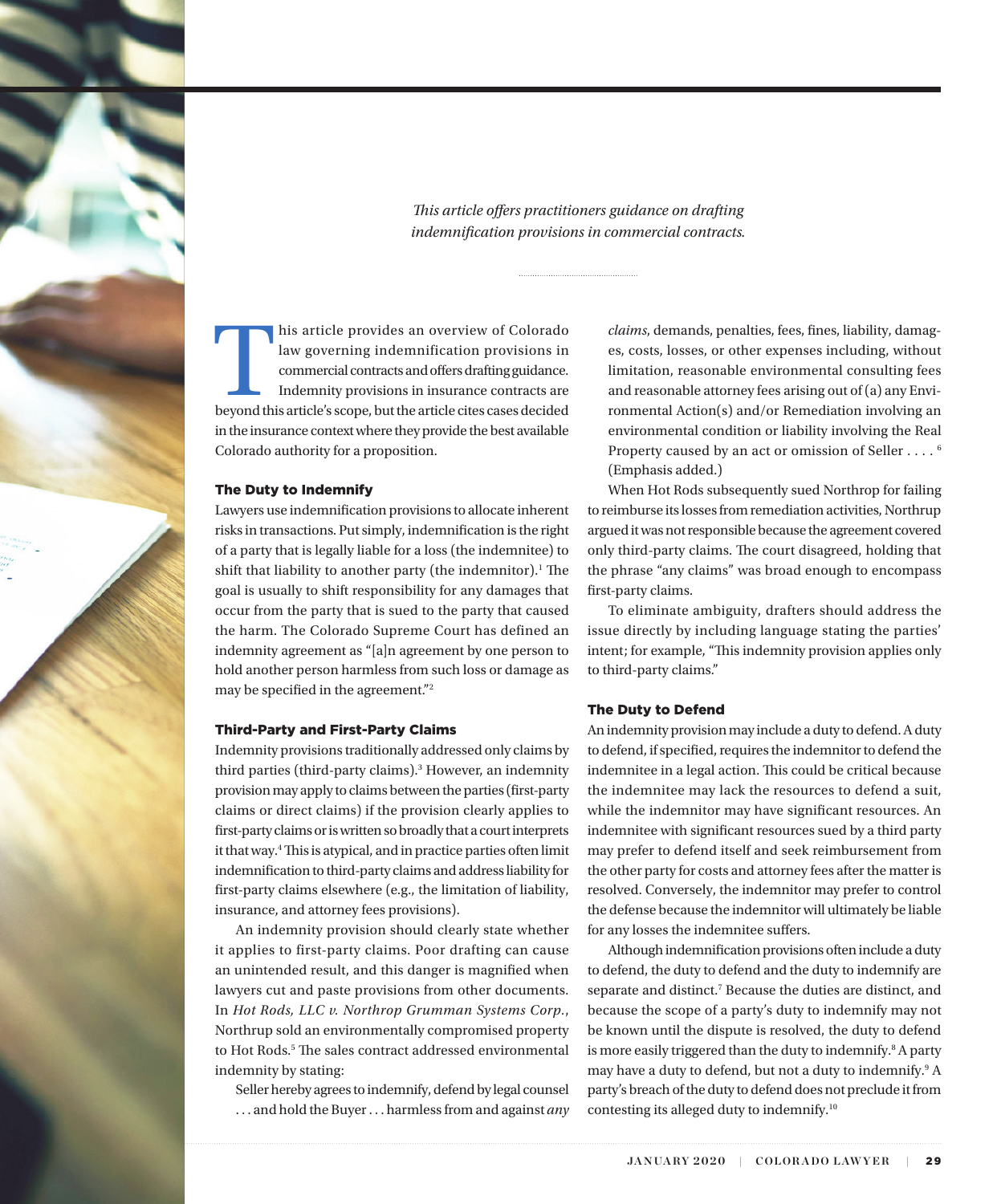*This article offers practitioners guidance on drafting indemnification provisions in commercial contracts.*

This article provides an overview of Colorado law governing indemnification provisions in commercial contracts and offers drafting guidance. Indemnity provisions in insurance contracts are beyond this article's scope, but the article cites cases decided in the insurance context where they provide the best available Colorado authority for a proposition.

## The Duty to Indemnify

Lawyers use indemnification provisions to allocate inherent risks in transactions. Put simply, indemnification is the right of a party that is legally liable for a loss (the indemnitee) to shift that liability to another party (the indemnitor).[1] The goal is usually to shift responsibility for any damages that occur from the party that is sued to the party that caused the harm. The Colorado Supreme Court has defined an indemnity agreement as "[a]n agreement by one person to hold another person harmless from such loss or damage as may be specified in the agreement."[2]

## Third-Party and First-Party Claims

Indemnity provisions traditionally addressed only claims by third parties (third-party claims).[3] However, an indemnity provision may apply to claims between the parties (first-party claims or direct claims) if the provision clearly applies to first-party claims or is written so broadly that a court interprets it that way.[4] This is atypical, and in practice parties often limit indemnification to third-party claims and address liability for first-party claims elsewhere (e.g., the limitation of liability, insurance, and attorney fees provisions).

An indemnity provision should clearly state whether it applies to first-party claims. Poor drafting can cause an unintended result, and this danger is magnified when lawyers cut and paste provisions from other documents. In *Hot Rods, LLC v. Northrop Grumman Systems Corp.*, Northrup sold an environmentally compromised property to Hot Rods.[5] The sales contract addressed environmental indemnity by stating:

> Seller hereby agrees to indemnify, defend by legal counsel . . . and hold the Buyer . . . harmless from and against *any claims*, demands, penalties, fees, fines, liability, damages, costs, losses, or other expenses including, without limitation, reasonable environmental consulting fees and reasonable attorney fees arising out of (a) any Environmental Action(s) and/or Remediation involving an environmental condition or liability involving the Real Property caused by an act or omission of Seller . . . .[6] (Emphasis added.)

When Hot Rods subsequently sued Northrop for failing to reimburse its losses from remediation activities, Northrup argued it was not responsible because the agreement covered only third-party claims. The court disagreed, holding that the phrase "any claims" was broad enough to encompass first-party claims.

To eliminate ambiguity, drafters should address the issue directly by including language stating the parties' intent; for example, "This indemnity provision applies only to third-party claims."

## The Duty to Defend

An indemnity provision may include a duty to defend. A duty to defend, if specified, requires the indemnitor to defend the indemnitee in a legal action. This could be critical because the indemnitee may lack the resources to defend a suit, while the indemnitor may have significant resources. An indemnitee with significant resources sued by a third party may prefer to defend itself and seek reimbursement from the other party for costs and attorney fees after the matter is resolved. Conversely, the indemnitor may prefer to control the defense because the indemnitor will ultimately be liable for any losses the indemnitee suffers.

Although indemnification provisions often include a duty to defend, the duty to defend and the duty to indemnify are separate and distinct.[7] Because the duties are distinct, and because the scope of a party's duty to indemnify may not be known until the dispute is resolved, the duty to defend is more easily triggered than the duty to indemnify.[8] A party may have a duty to defend, but not a duty to indemnify.[9] A party's breach of the duty to defend does not preclude it from contesting its alleged duty to indemnify.[10]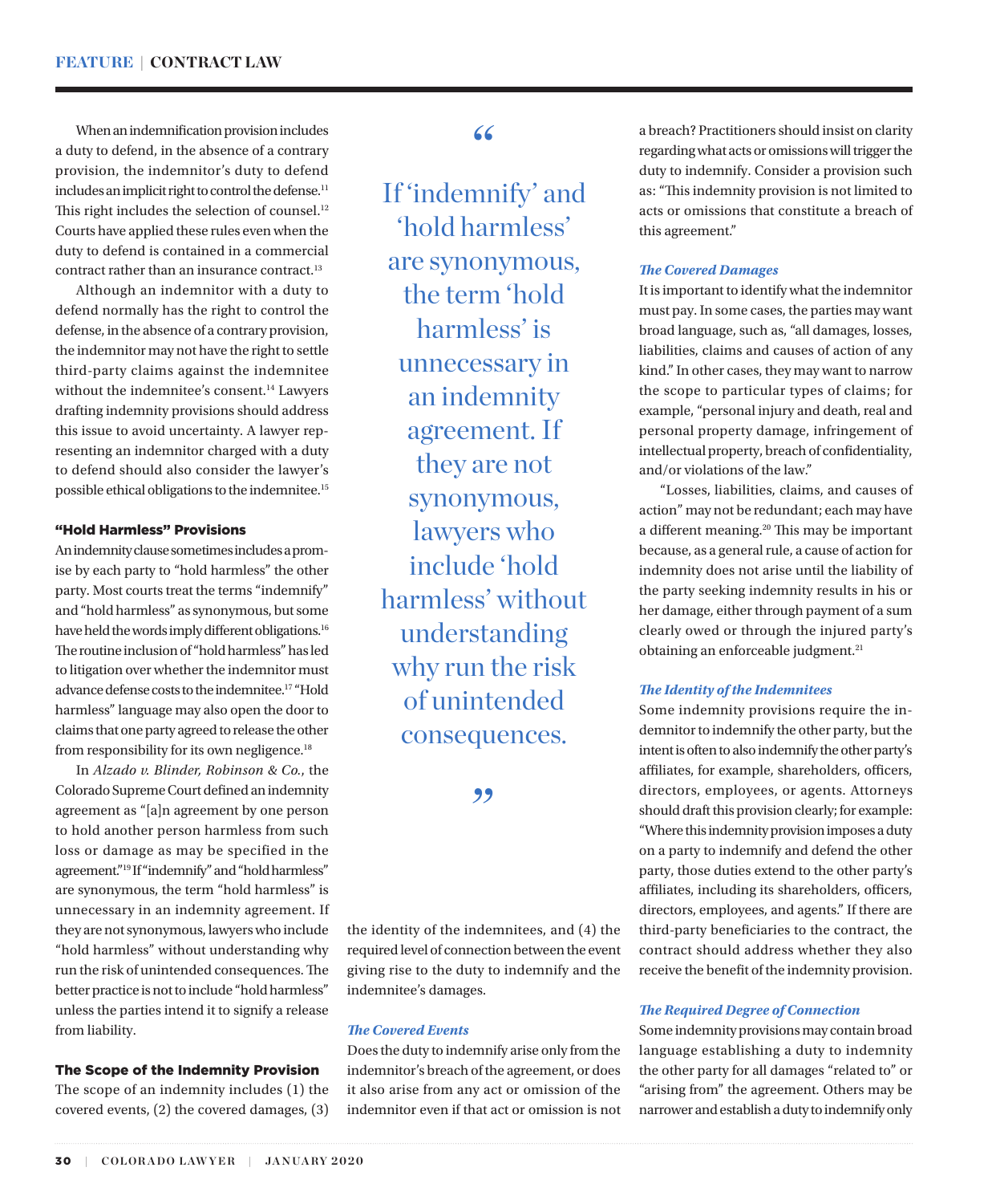When an indemnification provision includes a duty to defend, in the absence of a contrary provision, the indemnitor's duty to defend includes an implicit right to control the defense.[11] This right includes the selection of counsel.[12] Courts have applied these rules even when the duty to defend is contained in a commercial contract rather than an insurance contract.[13]

Although an indemnitor with a duty to defend normally has the right to control the defense, in the absence of a contrary provision, the indemnitor may not have the right to settle third-party claims against the indemnitee without the indemnitee's consent.[14] Lawyers drafting indemnity provisions should address this issue to avoid uncertainty. A lawyer representing an indemnitor charged with a duty to defend should also consider the lawyer's possible ethical obligations to the indemnitee.[15]

### "Hold Harmless" Provisions

An indemnity clause sometimes includes a promise by each party to "hold harmless" the other party. Most courts treat the terms "indemnify" and "hold harmless" as synonymous, but some have held the words imply different obligations.[16] The routine inclusion of "hold harmless" has led to litigation over whether the indemnitor must advance defense costs to the indemnitee.[17] "Hold harmless" language may also open the door to claims that one party agreed to release the other from responsibility for its own negligence.[18]

In *Alzado v. Blinder, Robinson & Co.*, the Colorado Supreme Court defined an indemnity agreement as "[a]n agreement by one person to hold another person harmless from such loss or damage as may be specified in the agreement."[19] If "indemnify" and "hold harmless" are synonymous, the term "hold harmless" is unnecessary in an indemnity agreement. If they are not synonymous, lawyers who include "hold harmless" without understanding why run the risk of unintended consequences. The better practice is not to include "hold harmless" unless the parties intend it to signify a release from liability.

> "If 'indemnify' and 'hold harmless' are synonymous, the term 'hold harmless' is unnecessary in an indemnity agreement. If they are not synonymous, lawyers who include 'hold harmless' without understanding why run the risk of unintended consequences."

### The Scope of the Indemnity Provision

The scope of an indemnity includes (1) the covered events, (2) the covered damages, (3) the identity of the indemnitees, and (4) the required level of connection between the event giving rise to the duty to indemnify and the indemnitee's damages.

#### *The Covered Events*

Does the duty to indemnify arise only from the indemnitor's breach of the agreement, or does it also arise from any act or omission of the indemnitor even if that act or omission is not a breach? Practitioners should insist on clarity regarding what acts or omissions will trigger the duty to indemnify. Consider a provision such as: "This indemnity provision is not limited to acts or omissions that constitute a breach of this agreement."

#### *The Covered Damages*

It is important to identify what the indemnitor must pay. In some cases, the parties may want broad language, such as, "all damages, losses, liabilities, claims and causes of action of any kind." In other cases, they may want to narrow the scope to particular types of claims; for example, "personal injury and death, real and personal property damage, infringement of intellectual property, breach of confidentiality, and/or violations of the law."

"Losses, liabilities, claims, and causes of action" may not be redundant; each may have a different meaning.[20] This may be important because, as a general rule, a cause of action for indemnity does not arise until the liability of the party seeking indemnity results in his or her damage, either through payment of a sum clearly owed or through the injured party's obtaining an enforceable judgment.[21]

#### *The Identity of the Indemnitees*

Some indemnity provisions require the indemnitor to indemnify the other party, but the intent is often to also indemnify the other party's affiliates, for example, shareholders, officers, directors, employees, or agents. Attorneys should draft this provision clearly; for example: "Where this indemnity provision imposes a duty on a party to indemnify and defend the other party, those duties extend to the other party's affiliates, including its shareholders, officers, directors, employees, and agents." If there are third-party beneficiaries to the contract, the contract should address whether they also receive the benefit of the indemnity provision.

#### *The Required Degree of Connection*

Some indemnity provisions may contain broad language establishing a duty to indemnity the other party for all damages "related to" or "arising from" the agreement. Others may be narrower and establish a duty to indemnify only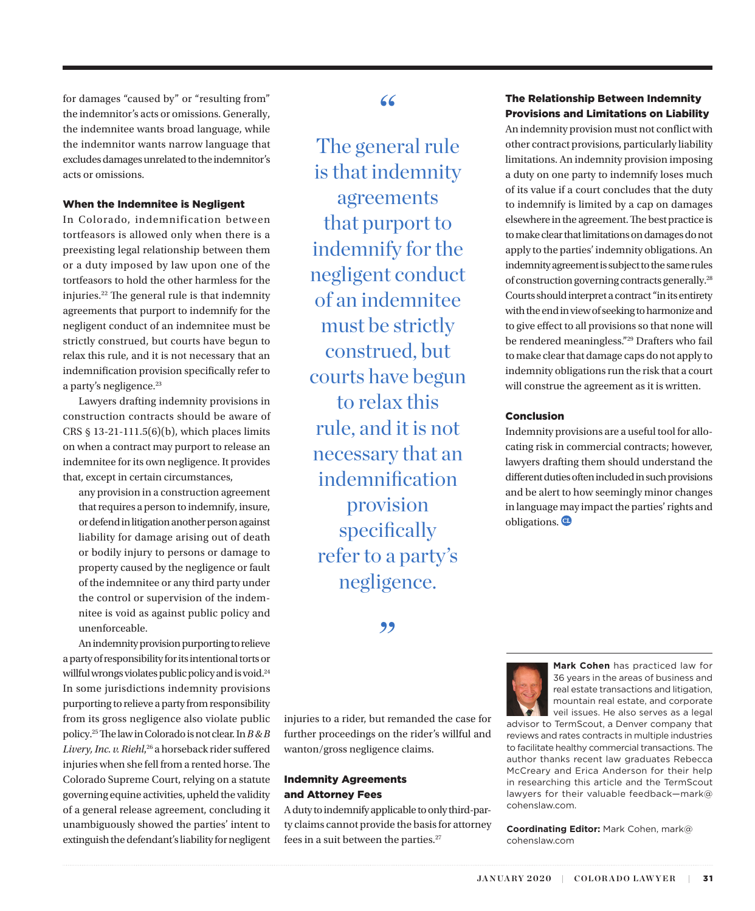for damages "caused by" or "resulting from" the indemnitor's acts or omissions. Generally, the indemnitee wants broad language, while the indemnitor wants narrow language that excludes damages unrelated to the indemnitor's acts or omissions.

### When the Indemnitee is Negligent

In Colorado, indemnification between tortfeasors is allowed only when there is a preexisting legal relationship between them or a duty imposed by law upon one of the tortfeasors to hold the other harmless for the injuries.[22] The general rule is that indemnity agreements that purport to indemnify for the negligent conduct of an indemnitee must be strictly construed, but courts have begun to relax this rule, and it is not necessary that an indemnification provision specifically refer to a party's negligence.[23]

Lawyers drafting indemnity provisions in construction contracts should be aware of CRS § 13-21-111.5(6)(b), which places limits on when a contract may purport to release an indemnitee for its own negligence. It provides that, except in certain circumstances,

> any provision in a construction agreement that requires a person to indemnify, insure, or defend in litigation another person against liability for damage arising out of death or bodily injury to persons or damage to property caused by the negligence or fault of the indemnitee or any third party under the control or supervision of the indemnitee is void as against public policy and unenforceable.

An indemnity provision purporting to relieve a party of responsibility for its intentional torts or willful wrongs violates public policy and is void.[24] In some jurisdictions indemnity provisions purporting to relieve a party from responsibility from its gross negligence also violate public policy.[25] The law in Colorado is not clear. In *B & B Livery, Inc. v. Riehl*,[26] a horseback rider suffered injuries when she fell from a rented horse. The Colorado Supreme Court, relying on a statute governing equine activities, upheld the validity of a general release agreement, concluding it unambiguously showed the parties' intent to extinguish the defendant's liability for negligent injuries to a rider, but remanded the case for further proceedings on the rider's willful and wanton/gross negligence claims.

> "The general rule is that indemnity agreements that purport to indemnify for the negligent conduct of an indemnitee must be strictly construed, but courts have begun to relax this rule, and it is not necessary that an indemnification provision specifically refer to a party's negligence."

### Indemnity Agreements and Attorney Fees

A duty to indemnify applicable to only third-party claims cannot provide the basis for attorney fees in a suit between the parties.[27]

### The Relationship Between Indemnity Provisions and Limitations on Liability

An indemnity provision must not conflict with other contract provisions, particularly liability limitations. An indemnity provision imposing a duty on one party to indemnify loses much of its value if a court concludes that the duty to indemnify is limited by a cap on damages elsewhere in the agreement. The best practice is to make clear that limitations on damages do not apply to the parties' indemnity obligations. An indemnity agreement is subject to the same rules of construction governing contracts generally.[28] Courts should interpret a contract "in its entirety with the end in view of seeking to harmonize and to give effect to all provisions so that none will be rendered meaningless."[29] Drafters who fail to make clear that damage caps do not apply to indemnity obligations run the risk that a court will construe the agreement as it is written.

### Conclusion

Indemnity provisions are a useful tool for allocating risk in commercial contracts; however, lawyers drafting them should understand the different duties often included in such provisions and be alert to how seemingly minor changes in language may impact the parties' rights and obligations.

---

**Mark Cohen** has practiced law for 36 years in the areas of business and real estate transactions and litigation, mountain real estate, and corporate veil issues. He also serves as a legal advisor to TermScout, a Denver company that reviews and rates contracts in multiple industries to facilitate healthy commercial transactions. The author thanks recent law graduates Rebecca McCreary and Erica Anderson for their help in researching this article and the TermScout lawyers for their valuable feedback—mark@cohenslaw.com.

**Coordinating Editor:** Mark Cohen, mark@cohenslaw.com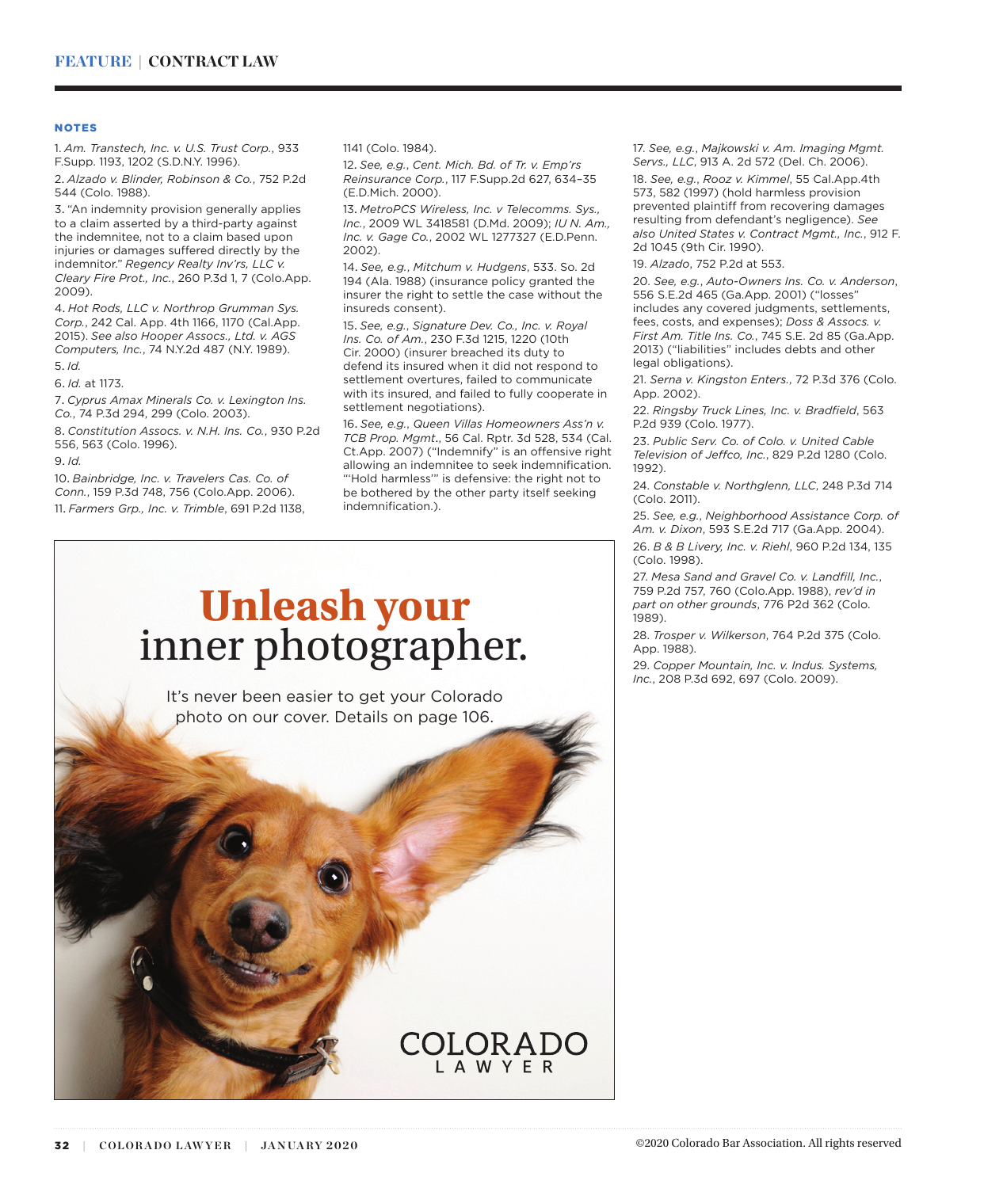## NOTES

1. *Am. Transtech, Inc. v. U.S. Trust Corp.*, 933 F.Supp. 1193, 1202 (S.D.N.Y. 1996).

2. *Alzado v. Blinder, Robinson & Co.*, 752 P.2d 544 (Colo. 1988).

3. "An indemnity provision generally applies to a claim asserted by a third-party against the indemnitee, not to a claim based upon injuries or damages suffered directly by the indemnitor." *Regency Realty Inv'rs, LLC v. Cleary Fire Prot., Inc.*, 260 P.3d 1, 7 (Colo.App. 2009).

4. *Hot Rods, LLC v. Northrop Grumman Sys. Corp.*, 242 Cal. App. 4th 1166, 1170 (Cal.App. 2015). *See also Hooper Assocs., Ltd. v. AGS Computers, Inc.*, 74 N.Y.2d 487 (N.Y. 1989).

5. *Id.*

6. *Id.* at 1173.

7. *Cyprus Amax Minerals Co. v. Lexington Ins. Co.*, 74 P.3d 294, 299 (Colo. 2003).

8. *Constitution Assocs. v. N.H. Ins. Co.*, 930 P.2d 556, 563 (Colo. 1996).

9. *Id.*

10. *Bainbridge, Inc. v. Travelers Cas. Co. of Conn.*, 159 P.3d 748, 756 (Colo.App. 2006).

11. *Farmers Grp., Inc. v. Trimble*, 691 P.2d 1138, 1141 (Colo. 1984).

12. *See, e.g.*, *Cent. Mich. Bd. of Tr. v. Emp'rs Reinsurance Corp.*, 117 F.Supp.2d 627, 634–35 (E.D.Mich. 2000).

13. *MetroPCS Wireless, Inc. v Telecomms. Sys., Inc.*, 2009 WL 3418581 (D.Md. 2009); *IU N. Am., Inc. v. Gage Co.*, 2002 WL 1277327 (E.D.Penn. 2002).

14. *See, e.g.*, *Mitchum v. Hudgens*, 533. So. 2d 194 (Ala. 1988) (insurance policy granted the insurer the right to settle the case without the insureds consent).

15. *See, e.g.*, *Signature Dev. Co., Inc. v. Royal Ins. Co. of Am.*, 230 F.3d 1215, 1220 (10th Cir. 2000) (insurer breached its duty to defend its insured when it did not respond to settlement overtures, failed to communicate with its insured, and failed to fully cooperate in settlement negotiations).

16. *See, e.g.*, *Queen Villas Homeowners Ass'n v. TCB Prop. Mgmt.*, 56 Cal. Rptr. 3d 528, 534 (Cal. Ct.App. 2007) ("Indemnify" is an offensive right allowing an indemnitee to seek indemnification. "'Hold harmless'" is defensive: the right not to be bothered by the other party itself seeking indemnification.).

17. *See, e.g.*, *Majkowski v. Am. Imaging Mgmt. Servs., LLC*, 913 A. 2d 572 (Del. Ch. 2006).

18. *See, e.g.*, *Rooz v. Kimmel*, 55 Cal.App.4th 573, 582 (1997) (hold harmless provision prevented plaintiff from recovering damages resulting from defendant's negligence). *See also United States v. Contract Mgmt., Inc.*, 912 F. 2d 1045 (9th Cir. 1990).

19. *Alzado*, 752 P.2d at 553.

20. *See, e.g.*, *Auto-Owners Ins. Co. v. Anderson*, 556 S.E.2d 465 (Ga.App. 2001) ("losses" includes any covered judgments, settlements, fees, costs, and expenses); *Doss & Assocs. v. First Am. Title Ins. Co.*, 745 S.E. 2d 85 (Ga.App. 2013) ("liabilities" includes debts and other legal obligations).

21. *Serna v. Kingston Enters.*, 72 P.3d 376 (Colo. App. 2002).

22. *Ringsby Truck Lines, Inc. v. Bradfield*, 563 P.2d 939 (Colo. 1977).

23. *Public Serv. Co. of Colo. v. United Cable Television of Jeffco, Inc.*, 829 P.2d 1280 (Colo. 1992).

24. *Constable v. Northglenn, LLC*, 248 P.3d 714 (Colo. 2011).

25. *See, e.g.*, *Neighborhood Assistance Corp. of Am. v. Dixon*, 593 S.E.2d 717 (Ga.App. 2004).

26. *B & B Livery, Inc. v. Riehl*, 960 P.2d 134, 135 (Colo. 1998).

27. *Mesa Sand and Gravel Co. v. Landfill, Inc.*, 759 P.2d 757, 760 (Colo.App. 1988), *rev'd in part on other grounds*, 776 P2d 362 (Colo. 1989).

28. *Trosper v. Wilkerson*, 764 P.2d 375 (Colo. App. 1988).

29. *Copper Mountain, Inc. v. Indus. Systems, Inc.*, 208 P.3d 692, 697 (Colo. 2009).